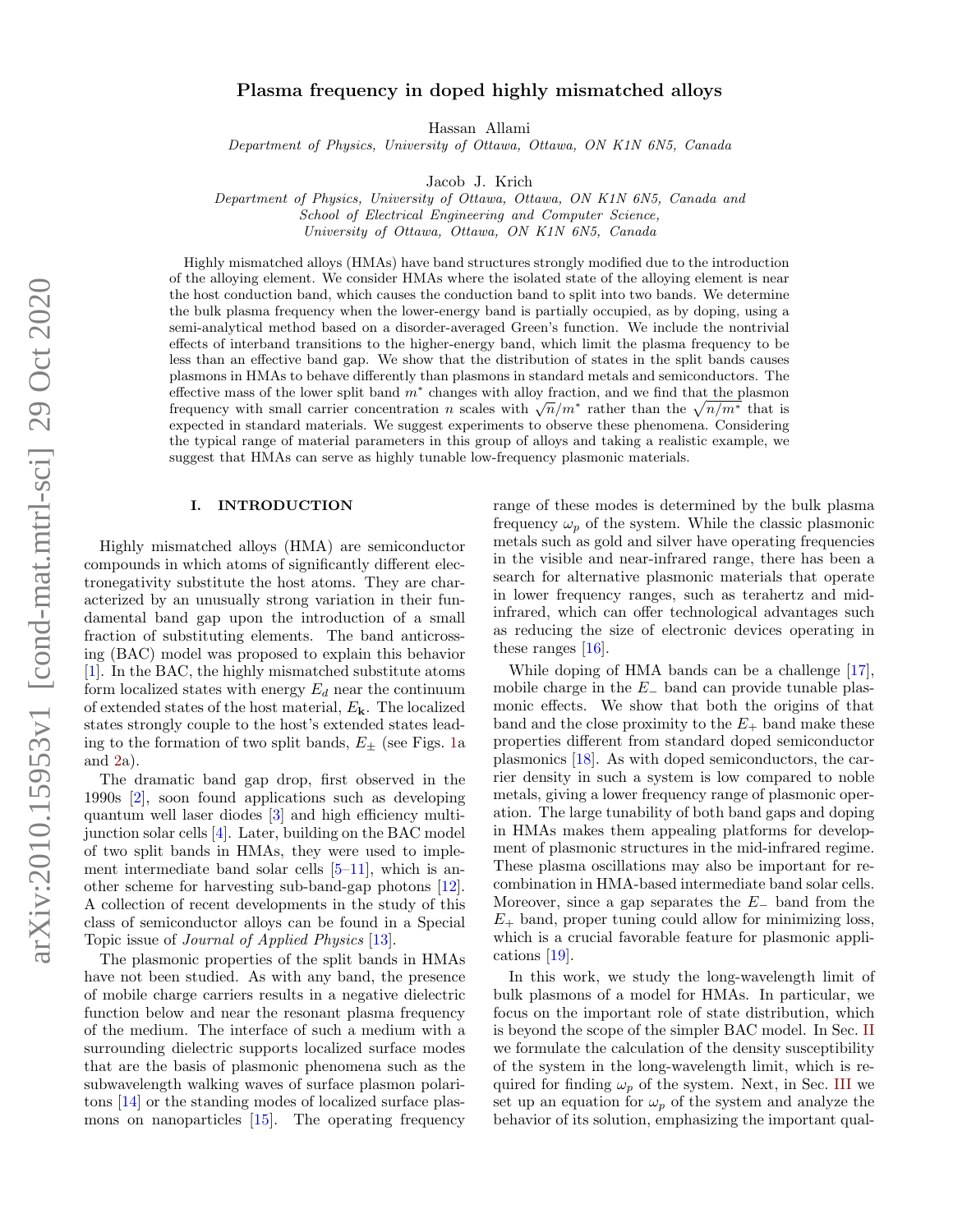# Plasma frequency in doped highly mismatched alloys

Hassan Allami

*Department of Physics, University of Ottawa, Ottawa, ON K1N 6N5, Canada*

Jacob J. Krich

*Department of Physics, University of Ottawa, Ottawa, ON K1N 6N5, Canada and School of Electrical Engineering and Computer Science, University of Ottawa, Ottawa, ON K1N 6N5, Canada*

Highly mismatched alloys (HMAs) have band structures strongly modified due to the introduction of the alloying element. We consider HMAs where the isolated state of the alloying element is near the host conduction band, which causes the conduction band to split into two bands. We determine the bulk plasma frequency when the lower-energy band is partially occupied, as by doping, using a semi-analytical method based on a disorder-averaged Green's function. We include the nontrivial effects of interband transitions to the higher-energy band, which limit the plasma frequency to be less than an effective band gap. We show that the distribution of states in the split bands causes plasmons in HMAs to behave differently than plasmons in standard metals and semiconductors. The effective mass of the lower split band $m^*$ changes with alloy fraction, and we find that the plasmon frequency with small carrier concentration $n$ scales with $\sqrt{n}/m^*$ rather than the $\sqrt{n/m^*}$ that is expected in standard materials. We suggest experiments to observe these phenomena. Considering the typical range of material parameters in this group of alloys and taking a realistic example, we suggest that HMAs can serve as highly tunable low-frequency plasmonic materials.

## I. INTRODUCTION

Highly mismatched alloys (HMA) are semiconductor compounds in which atoms of significantly different electronegativity substitute the host atoms. They are characterized by an unusually strong variation in their fundamental band gap upon the introduction of a small fraction of substituting elements. The band anticrossing (BAC) model was proposed to explain this behavior [1]. In the BAC, the highly mismatched substitute atoms form localized states with energy $E_d$ near the continuum of extended states of the host material, $E_{\mathbf{k}}$. The localized states strongly couple to the host's extended states leading to the formation of two split bands, $E_\pm$ (see Figs. 1a and 2a).

The dramatic band gap drop, first observed in the 1990s [2], soon found applications such as developing quantum well laser diodes [3] and high efficiency multijunction solar cells [4]. Later, building on the BAC model of two split bands in HMAs, they were used to implement intermediate band solar cells [5–11], which is another scheme for harvesting sub-band-gap photons [12]. A collection of recent developments in the study of this class of semiconductor alloys can be found in a Special Topic issue of *Journal of Applied Physics* [13].

The plasmonic properties of the split bands in HMAs have not been studied. As with any band, the presence of mobile charge carriers results in a negative dielectric function below and near the resonant plasma frequency of the medium. The interface of such a medium with a surrounding dielectric supports localized surface modes that are the basis of plasmonic phenomena such as the subwavelength walking waves of surface plasmon polaritons [14] or the standing modes of localized surface plasmons on nanoparticles [15]. The operating frequency range of these modes is determined by the bulk plasma frequency $\omega_p$ of the system. While the classic plasmonic metals such as gold and silver have operating frequencies in the visible and near-infrared range, there has been a search for alternative plasmonic materials that operate in lower frequency ranges, such as terahertz and mid-infrared, which can offer technological advantages such as reducing the size of electronic devices operating in these ranges [16].

While doping of HMA bands can be a challenge [17], mobile charge in the $E_-$ band can provide tunable plasmonic effects. We show that both the origins of that band and the close proximity to the $E_+$ band make these properties different from standard doped semiconductor plasmonics [18]. As with doped semiconductors, the carrier density in such a system is low compared to noble metals, giving a lower frequency range of plasmonic operation. The large tunability of both band gaps and doping in HMAs makes them appealing platforms for development of plasmonic structures in the mid-infrared regime. These plasma oscillations may also be important for recombination in HMA-based intermediate band solar cells. Moreover, since a gap separates the $E_-$ band from the $E_+$ band, proper tuning could allow for minimizing loss, which is a crucial favorable feature for plasmonic applications [19].

In this work, we study the long-wavelength limit of bulk plasmons of a model for HMAs. In particular, we focus on the important role of state distribution, which is beyond the scope of the simpler BAC model. In Sec. II we formulate the calculation of the density susceptibility of the system in the long-wavelength limit, which is required for finding $\omega_p$ of the system. Next, in Sec. III we set up an equation for $\omega_p$ of the system and analyze the behavior of its solution, emphasizing the important qual-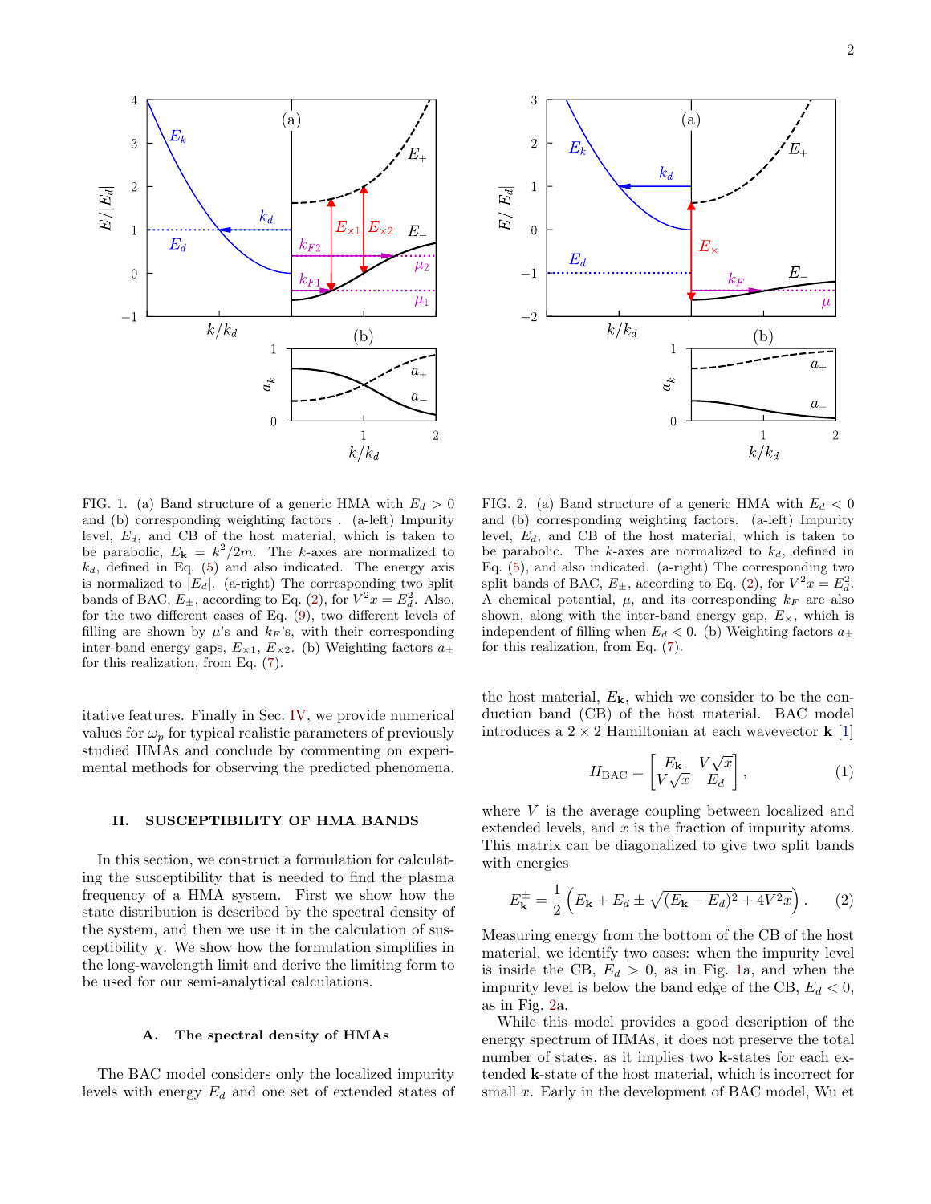FIG. 1. (a) Band structure of a generic HMA with $E_d > 0$ and (b) corresponding weighting factors . (a-left) Impurity level, $E_d$, and CB of the host material, which is taken to be parabolic, $E_{\mathbf{k}} = k^2/2m$. The $k$-axes are normalized to $k_d$, defined in Eq. (5) and also indicated. The energy axis is normalized to $|E_d|$. (a-right) The corresponding two split bands of BAC, $E_{\pm}$, according to Eq. (2), for $V^2x = E_d^2$. Also, for the two different cases of Eq. (9), two different levels of filling are shown by $\mu$'s and $k_F$'s, with their corresponding inter-band energy gaps, $E_{\times 1}$, $E_{\times 2}$. (b) Weighting factors $a_{\pm}$ for this realization, from Eq. (7).

FIG. 2. (a) Band structure of a generic HMA with $E_d < 0$ and (b) corresponding weighting factors. (a-left) Impurity level, $E_d$, and CB of the host material, which is taken to be parabolic. The $k$-axes are normalized to $k_d$, defined in Eq. (5), and also indicated. (a-right) The corresponding two split bands of BAC, $E_{\pm}$, according to Eq. (2), for $V^2x = E_d^2$. A chemical potential, $\mu$, and its corresponding $k_F$ are also shown, along with the inter-band energy gap, $E_{\times}$, which is independent of filling when $E_d < 0$. (b) Weighting factors $a_{\pm}$ for this realization, from Eq. (7).

itative features. Finally in Sec. IV, we provide numerical values for $\omega_p$ for typical realistic parameters of previously studied HMAs and conclude by commenting on experimental methods for observing the predicted phenomena.

## II. SUSCEPTIBILITY OF HMA BANDS

In this section, we construct a formulation for calculating the susceptibility that is needed to find the plasma frequency of a HMA system. First we show how the state distribution is described by the spectral density of the system, and then we use it in the calculation of susceptibility $\chi$. We show how the formulation simplifies in the long-wavelength limit and derive the limiting form to be used for our semi-analytical calculations.

### A. The spectral density of HMAs

The BAC model considers only the localized impurity levels with energy $E_d$ and one set of extended states of the host material, $E_{\mathbf{k}}$, which we consider to be the conduction band (CB) of the host material. BAC model introduces a $2 \times 2$ Hamiltonian at each wavevector $\mathbf{k}$ [1]

$$H_{\text{BAC}} = \begin{bmatrix} E_{\mathbf{k}} & V\sqrt{x} \\ V\sqrt{x} & E_d \end{bmatrix}, \tag{1}$$

where $V$ is the average coupling between localized and extended levels, and $x$ is the fraction of impurity atoms. This matrix can be diagonalized to give two split bands with energies

$$E_{\mathbf{k}}^{\pm} = \frac{1}{2}\left(E_{\mathbf{k}} + E_d \pm \sqrt{(E_{\mathbf{k}} - E_d)^2 + 4V^2x}\right). \tag{2}$$

Measuring energy from the bottom of the CB of the host material, we identify two cases: when the impurity level is inside the CB, $E_d > 0$, as in Fig. 1a, and when the impurity level is below the band edge of the CB, $E_d < 0$, as in Fig. 2a.

While this model provides a good description of the energy spectrum of HMAs, it does not preserve the total number of states, as it implies two $\mathbf{k}$-states for each extended $\mathbf{k}$-state of the host material, which is incorrect for small $x$. Early in the development of BAC model, Wu et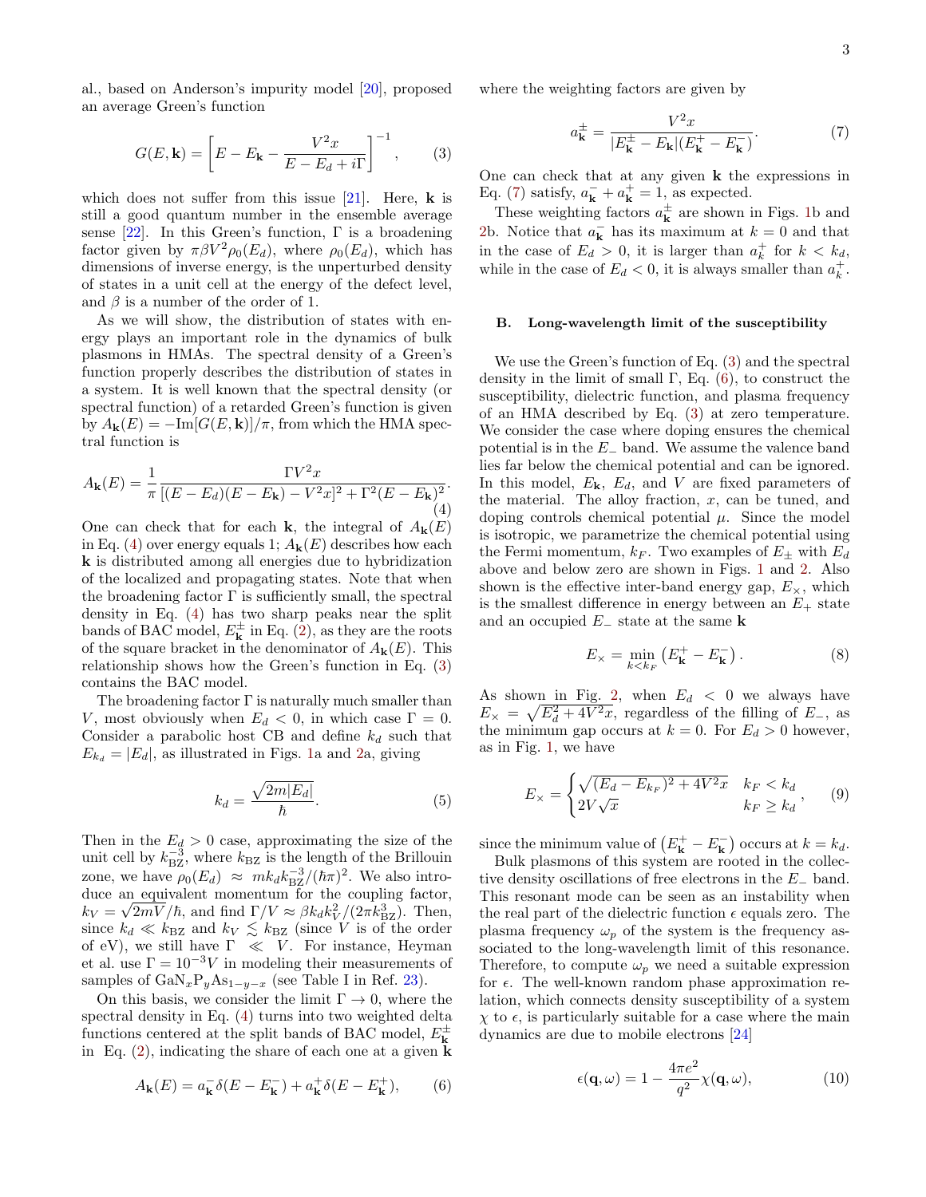al., based on Anderson's impurity model [20], proposed an average Green's function

$$G(E,\mathbf{k}) = \left[E - E_{\mathbf{k}} - \frac{V^2 x}{E - E_d + i\Gamma}\right]^{-1}, \quad (3)$$

which does not suffer from this issue [21]. Here, $\mathbf{k}$ is still a good quantum number in the ensemble average sense [22]. In this Green's function, $\Gamma$ is a broadening factor given by $\pi\beta V^2 \rho_0(E_d)$, where $\rho_0(E_d)$, which has dimensions of inverse energy, is the unperturbed density of states in a unit cell at the energy of the defect level, and $\beta$ is a number of the order of 1.

As we will show, the distribution of states with energy plays an important role in the dynamics of bulk plasmons in HMAs. The spectral density of a Green's function properly describes the distribution of states in a system. It is well known that the spectral density (or spectral function) of a retarded Green's function is given by $A_{\mathbf{k}}(E) = -\mathrm{Im}[G(E,\mathbf{k})]/\pi$, from which the HMA spectral function is

$$A_{\mathbf{k}}(E) = \frac{1}{\pi}\frac{\Gamma V^2 x}{[(E-E_d)(E-E_{\mathbf{k}}) - V^2 x]^2 + \Gamma^2 (E - E_{\mathbf{k}})^2}. \quad (4)$$

One can check that for each $\mathbf{k}$, the integral of $A_{\mathbf{k}}(E)$ in Eq. (4) over energy equals 1; $A_{\mathbf{k}}(E)$ describes how each $\mathbf{k}$ is distributed among all energies due to hybridization of the localized and propagating states. Note that when the broadening factor $\Gamma$ is sufficiently small, the spectral density in Eq. (4) has two sharp peaks near the split bands of BAC model, $E^{\pm}_{\mathbf{k}}$ in Eq. (2), as they are the roots of the square bracket in the denominator of $A_{\mathbf{k}}(E)$. This relationship shows how the Green's function in Eq. (3) contains the BAC model.

The broadening factor $\Gamma$ is naturally much smaller than $V$, most obviously when $E_d < 0$, in which case $\Gamma = 0$. Consider a parabolic host CB and define $k_d$ such that $E_{k_d} = |E_d|$, as illustrated in Figs. 1a and 2a, giving

$$k_d = \frac{\sqrt{2m|E_d|}}{\hbar}. \quad (5)$$

Then in the $E_d > 0$ case, approximating the size of the unit cell by $k_{\mathrm{BZ}}^{-3}$, where $k_{\mathrm{BZ}}$ is the length of the Brillouin zone, we have $\rho_0(E_d) \approx m k_d k_{\mathrm{BZ}}^{-3}/(\hbar\pi)^2$. We also introduce an equivalent momentum for the coupling factor, $k_V = \sqrt{2mV}/\hbar$, and find $\Gamma/V \approx \beta k_d k_V^2/(2\pi k_{\mathrm{BZ}}^3)$. Then, since $k_d \ll k_{\mathrm{BZ}}$ and $k_V \lesssim k_{\mathrm{BZ}}$ (since $V$ is of the order of eV), we still have $\Gamma \ll V$. For instance, Heyman et al. use $\Gamma = 10^{-3}V$ in modeling their measurements of samples of $\mathrm{GaN}_x\mathrm{P}_y\mathrm{As}_{1-y-x}$ (see Table I in Ref. 23).

On this basis, we consider the limit $\Gamma \to 0$, where the spectral density in Eq. (4) turns into two weighted delta functions centered at the split bands of BAC model, $E^{\pm}_{\mathbf{k}}$ in Eq. (2), indicating the share of each one at a given $\mathbf{k}$

$$A_{\mathbf{k}}(E) = a^{-}_{\mathbf{k}}\delta(E - E^{-}_{\mathbf{k}}) + a^{+}_{\mathbf{k}}\delta(E - E^{+}_{\mathbf{k}}), \quad (6)$$

where the weighting factors are given by

$$a^{\pm}_{\mathbf{k}} = \frac{V^2 x}{|E^{\pm}_{\mathbf{k}} - E_{\mathbf{k}}|(E^{+}_{\mathbf{k}} - E^{-}_{\mathbf{k}})}. \quad (7)$$

One can check that at any given $\mathbf{k}$ the expressions in Eq. (7) satisfy, $a^{-}_{\mathbf{k}} + a^{+}_{\mathbf{k}} = 1$, as expected.

These weighting factors $a^{\pm}_{\mathbf{k}}$ are shown in Figs. 1b and 2b. Notice that $a^{-}_{\mathbf{k}}$ has its maximum at $k = 0$ and that in the case of $E_d > 0$, it is larger than $a^{+}_{k}$ for $k < k_d$, while in the case of $E_d < 0$, it is always smaller than $a^{+}_{k}$.

### B. Long-wavelength limit of the susceptibility

We use the Green's function of Eq. (3) and the spectral density in the limit of small $\Gamma$, Eq. (6), to construct the susceptibility, dielectric function, and plasma frequency of an HMA described by Eq. (3) at zero temperature. We consider the case where doping ensures the chemical potential is in the $E_-$ band. We assume the valence band lies far below the chemical potential and can be ignored. In this model, $E_{\mathbf{k}}$, $E_d$, and $V$ are fixed parameters of the material. The alloy fraction, $x$, can be tuned, and doping controls chemical potential $\mu$. Since the model is isotropic, we parametrize the chemical potential using the Fermi momentum, $k_F$. Two examples of $E_{\pm}$ with $E_d$ above and below zero are shown in Figs. 1 and 2. Also shown is the effective inter-band energy gap, $E_{\times}$, which is the smallest difference in energy between an $E_+$ state and an occupied $E_-$ state at the same $\mathbf{k}$

$$E_{\times} = \min_{k<k_F}\left(E^{+}_{\mathbf{k}} - E^{-}_{\mathbf{k}}\right). \quad (8)$$

As shown in Fig. 2, when $E_d < 0$ we always have $E_{\times} = \sqrt{E_d^2 + 4V^2 x}$, regardless of the filling of $E_-$, as the minimum gap occurs at $k = 0$. For $E_d > 0$ however, as in Fig. 1, we have

$$E_{\times} = \begin{cases} \sqrt{(E_d - E_{k_F})^2 + 4V^2 x} & k_F < k_d \\ 2V\sqrt{x} & k_F \geq k_d \end{cases}, \quad (9)$$

since the minimum value of $\left(E^{+}_{\mathbf{k}} - E^{-}_{\mathbf{k}}\right)$ occurs at $k = k_d$.

Bulk plasmons of this system are rooted in the collective density oscillations of free electrons in the $E_-$ band. This resonant mode can be seen as an instability when the real part of the dielectric function $\epsilon$ equals zero. The plasma frequency $\omega_p$ of the system is the frequency associated to the long-wavelength limit of this resonance. Therefore, to compute $\omega_p$ we need a suitable expression for $\epsilon$. The well-known random phase approximation relation, which connects density susceptibility of a system $\chi$ to $\epsilon$, is particularly suitable for a case where the main dynamics are due to mobile electrons [24]

$$\epsilon(\mathbf{q},\omega) = 1 - \frac{4\pi e^2}{q^2}\chi(\mathbf{q},\omega), \quad (10)$$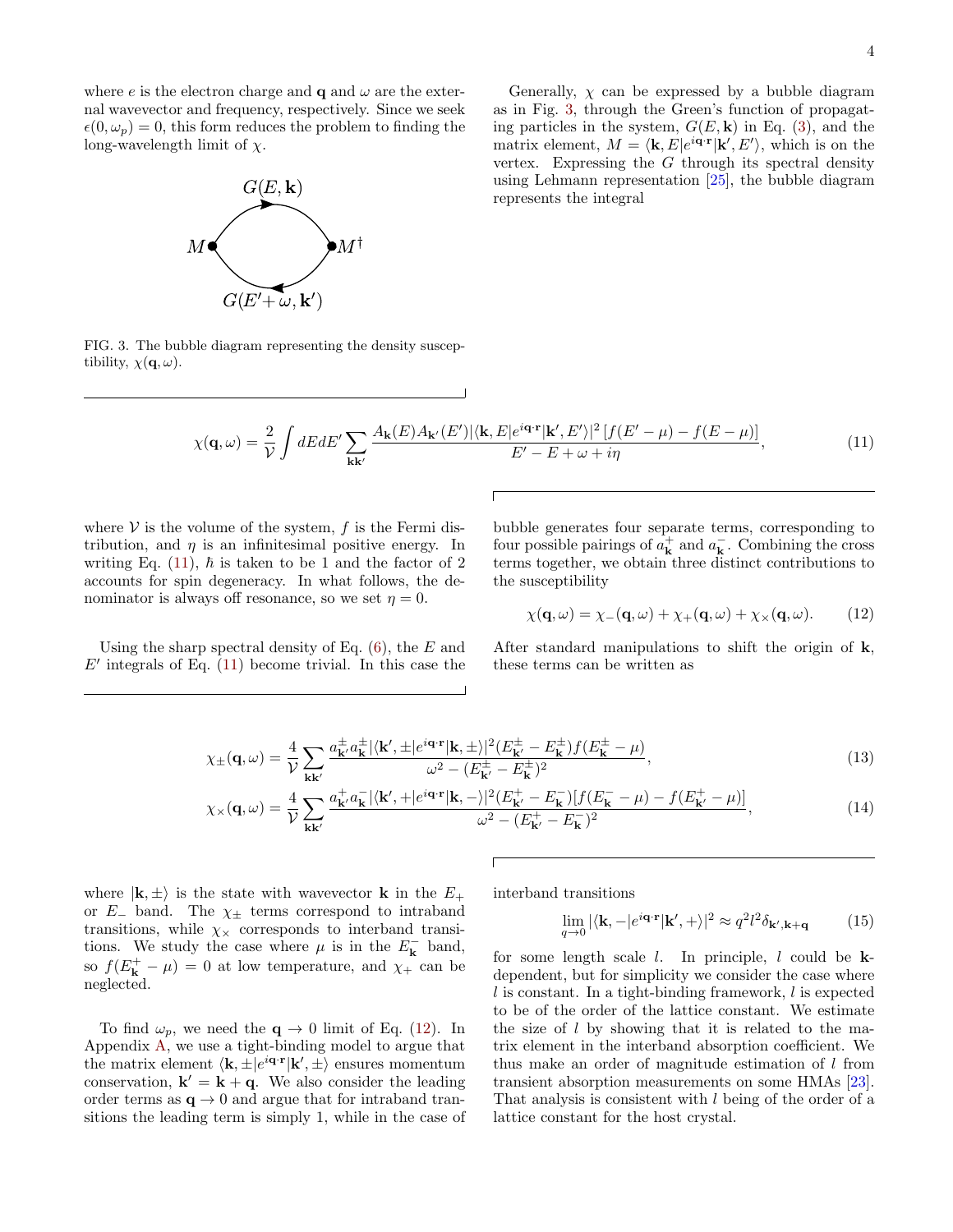where $e$ is the electron charge and $\mathbf{q}$ and $\omega$ are the external wavevector and frequency, respectively. Since we seek $\epsilon(0, \omega_p) = 0$, this form reduces the problem to finding the long-wavelength limit of $\chi$.

FIG. 3. The bubble diagram representing the density susceptibility, $\chi(\mathbf{q}, \omega)$.

Generally, $\chi$ can be expressed by a bubble diagram as in Fig. 3, through the Green's function of propagating particles in the system, $G(E, \mathbf{k})$ in Eq. (3), and the matrix element, $M = \langle \mathbf{k}, E | e^{i\mathbf{q}\cdot\mathbf{r}} | \mathbf{k}', E' \rangle$, which is on the vertex. Expressing the $G$ through its spectral density using Lehmann representation [25], the bubble diagram represents the integral

$$\chi(\mathbf{q}, \omega) = \frac{2}{\mathcal{V}} \int dE dE' \sum_{\mathbf{k}\mathbf{k}'} \frac{A_{\mathbf{k}}(E) A_{\mathbf{k}'}(E') |\langle \mathbf{k}, E | e^{i\mathbf{q}\cdot\mathbf{r}} | \mathbf{k}', E' \rangle|^2 \left[ f(E' - \mu) - f(E - \mu) \right]}{E' - E + \omega + i\eta}, \tag{11}$$

where $\mathcal{V}$ is the volume of the system, $f$ is the Fermi distribution, and $\eta$ is an infinitesimal positive energy. In writing Eq. (11), $\hbar$ is taken to be 1 and the factor of 2 accounts for spin degeneracy. In what follows, the denominator is always off resonance, so we set $\eta = 0$.

Using the sharp spectral density of Eq. (6), the $E$ and $E'$ integrals of Eq. (11) become trivial. In this case the bubble generates four separate terms, corresponding to four possible pairings of $a^+_{\mathbf{k}}$ and $a^-_{\mathbf{k}}$. Combining the cross terms together, we obtain three distinct contributions to the susceptibility

$$\chi(\mathbf{q}, \omega) = \chi_-(\mathbf{q}, \omega) + \chi_+(\mathbf{q}, \omega) + \chi_\times(\mathbf{q}, \omega). \tag{12}$$

After standard manipulations to shift the origin of $\mathbf{k}$, these terms can be written as

$$\chi_\pm(\mathbf{q}, \omega) = \frac{4}{\mathcal{V}} \sum_{\mathbf{k}\mathbf{k}'} \frac{a^\pm_{\mathbf{k}'} a^\pm_{\mathbf{k}} |\langle \mathbf{k}', \pm | e^{i\mathbf{q}\cdot\mathbf{r}} | \mathbf{k}, \pm \rangle|^2 (E^\pm_{\mathbf{k}'} - E^\pm_{\mathbf{k}}) f(E^\pm_{\mathbf{k}} - \mu)}{\omega^2 - (E^\pm_{\mathbf{k}'} - E^\pm_{\mathbf{k}})^2}, \tag{13}$$

$$\chi_\times(\mathbf{q}, \omega) = \frac{4}{\mathcal{V}} \sum_{\mathbf{k}\mathbf{k}'} \frac{a^+_{\mathbf{k}'} a^-_{\mathbf{k}} |\langle \mathbf{k}', + | e^{i\mathbf{q}\cdot\mathbf{r}} | \mathbf{k}, - \rangle|^2 (E^+_{\mathbf{k}'} - E^-_{\mathbf{k}}) [f(E^-_{\mathbf{k}} - \mu) - f(E^+_{\mathbf{k}'} - \mu)]}{\omega^2 - (E^+_{\mathbf{k}'} - E^-_{\mathbf{k}})^2}, \tag{14}$$

where $|\mathbf{k}, \pm\rangle$ is the state with wavevector $\mathbf{k}$ in the $E_+$ or $E_-$ band. The $\chi_\pm$ terms correspond to intraband transitions, while $\chi_\times$ corresponds to interband transitions. We study the case where $\mu$ is in the $E^-_{\mathbf{k}}$ band, so $f(E^+_{\mathbf{k}} - \mu) = 0$ at low temperature, and $\chi_+$ can be neglected.

To find $\omega_p$, we need the $\mathbf{q} \to 0$ limit of Eq. (12). In Appendix A, we use a tight-binding model to argue that the matrix element $\langle \mathbf{k}, \pm | e^{i\mathbf{q}\cdot\mathbf{r}} | \mathbf{k}', \pm \rangle$ ensures momentum conservation, $\mathbf{k}' = \mathbf{k} + \mathbf{q}$. We also consider the leading order terms as $\mathbf{q} \to 0$ and argue that for intraband transitions the leading term is simply 1, while in the case of interband transitions

$$\lim_{q \to 0} |\langle \mathbf{k}, - | e^{i\mathbf{q}\cdot\mathbf{r}} | \mathbf{k}', + \rangle|^2 \approx q^2 l^2 \delta_{\mathbf{k}', \mathbf{k}+\mathbf{q}} \tag{15}$$

for some length scale $l$. In principle, $l$ could be $\mathbf{k}$-dependent, but for simplicity we consider the case where $l$ is constant. In a tight-binding framework, $l$ is expected to be of the order of the lattice constant. We estimate the size of $l$ by showing that it is related to the matrix element in the interband absorption coefficient. We thus make an order of magnitude estimation of $l$ from transient absorption measurements on some HMAs [23]. That analysis is consistent with $l$ being of the order of a lattice constant for the host crystal.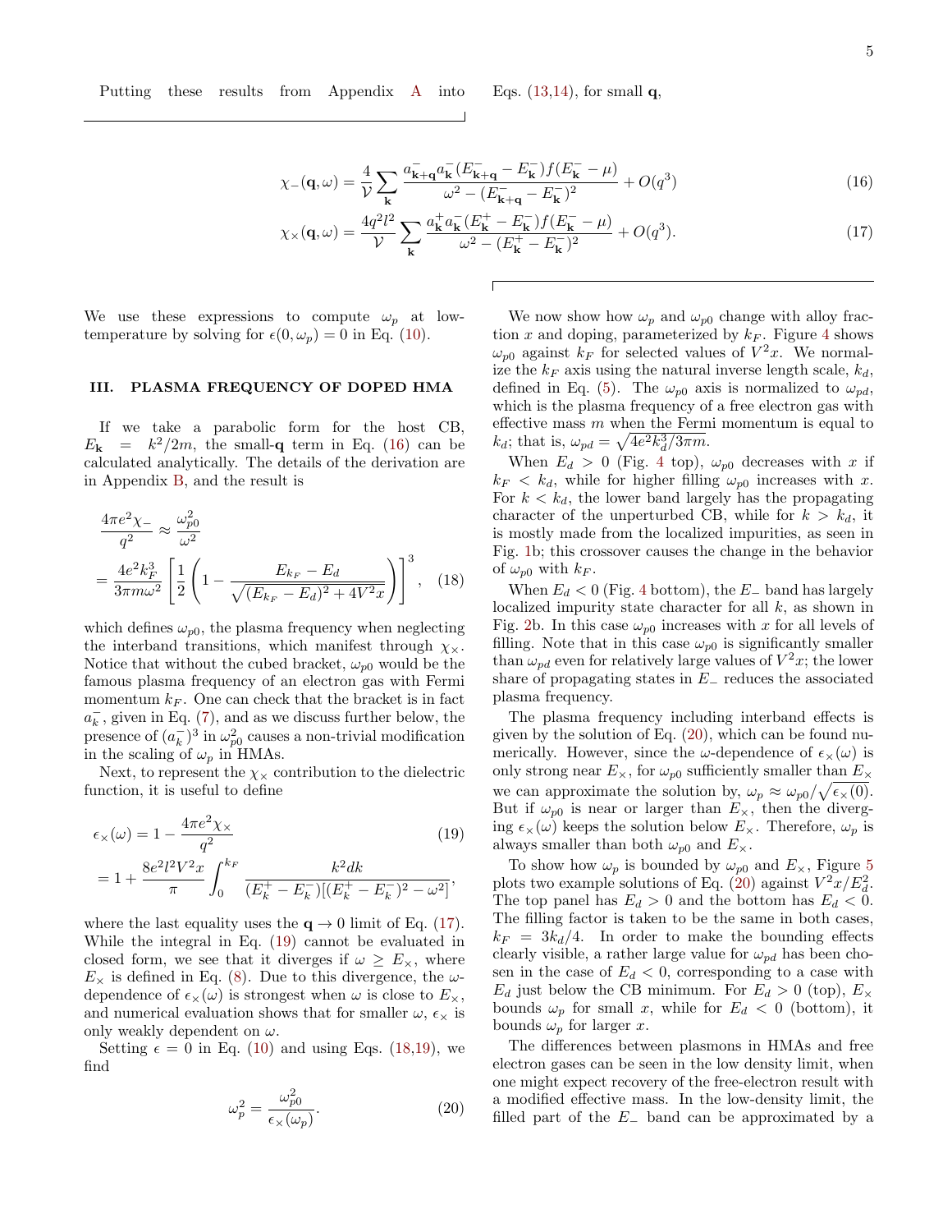Putting these results from Appendix A into Eqs. (13,14), for small $\mathbf{q}$,

$$\chi_{-}(\mathbf{q},\omega) = \frac{4}{\mathcal{V}}\sum_{\mathbf{k}} \frac{a^{-}_{\mathbf{k}+\mathbf{q}} a^{-}_{\mathbf{k}} (E^{-}_{\mathbf{k}+\mathbf{q}} - E^{-}_{\mathbf{k}}) f(E^{-}_{\mathbf{k}} - \mu)}{\omega^2 - (E^{-}_{\mathbf{k}+\mathbf{q}} - E^{-}_{\mathbf{k}})^2} + O(q^3) \tag{16}$$

$$\chi_{\times}(\mathbf{q},\omega) = \frac{4q^2 l^2}{\mathcal{V}}\sum_{\mathbf{k}} \frac{a^{+}_{\mathbf{k}} a^{-}_{\mathbf{k}} (E^{+}_{\mathbf{k}} - E^{-}_{\mathbf{k}}) f(E^{-}_{\mathbf{k}} - \mu)}{\omega^2 - (E^{+}_{\mathbf{k}} - E^{-}_{\mathbf{k}})^2} + O(q^3). \tag{17}$$

We use these expressions to compute $\omega_p$ at low-temperature by solving for $\epsilon(0,\omega_p) = 0$ in Eq. (10).

## III. PLASMA FREQUENCY OF DOPED HMA

If we take a parabolic form for the host CB, $E_{\mathbf{k}} = k^2/2m$, the small-$\mathbf{q}$ term in Eq. (16) can be calculated analytically. The details of the derivation are in Appendix B, and the result is

$$\frac{4\pi e^2 \chi_-}{q^2} \approx \frac{\omega_{p0}^2}{\omega^2} = \frac{4e^2 k_F^3}{3\pi m \omega^2}\left[\frac{1}{2}\left(1 - \frac{E_{k_F} - E_d}{\sqrt{(E_{k_F} - E_d)^2 + 4V^2 x}}\right)\right]^3, \tag{18}$$

which defines $\omega_{p0}$, the plasma frequency when neglecting the interband transitions, which manifest through $\chi_\times$. Notice that without the cubed bracket, $\omega_{p0}$ would be the famous plasma frequency of an electron gas with Fermi momentum $k_F$. One can check that the bracket is in fact $a^-_k$, given in Eq. (7), and as we discuss further below, the presence of $(a^-_k)^3$ in $\omega_{p0}^2$ causes a non-trivial modification in the scaling of $\omega_p$ in HMAs.

Next, to represent the $\chi_\times$ contribution to the dielectric function, it is useful to define

$$\epsilon_\times(\omega) = 1 - \frac{4\pi e^2 \chi_\times}{q^2} = 1 + \frac{8e^2 l^2 V^2 x}{\pi}\int_0^{k_F} \frac{k^2 dk}{(E^+_k - E^-_k)[(E^+_k - E^-_k)^2 - \omega^2]}, \tag{19}$$

where the last equality uses the $\mathbf{q} \to 0$ limit of Eq. (17). While the integral in Eq. (19) cannot be evaluated in closed form, we see that it diverges if $\omega \geq E_\times$, where $E_\times$ is defined in Eq. (8). Due to this divergence, the $\omega$-dependence of $\epsilon_\times(\omega)$ is strongest when $\omega$ is close to $E_\times$, and numerical evaluation shows that for smaller $\omega$, $\epsilon_\times$ is only weakly dependent on $\omega$.

Setting $\epsilon = 0$ in Eq. (10) and using Eqs. (18,19), we find

$$\omega_p^2 = \frac{\omega_{p0}^2}{\epsilon_\times(\omega_p)}. \tag{20}$$

We now show how $\omega_p$ and $\omega_{p0}$ change with alloy fraction $x$ and doping, parameterized by $k_F$. Figure 4 shows $\omega_{p0}$ against $k_F$ for selected values of $V^2 x$. We normalize the $k_F$ axis using the natural inverse length scale, $k_d$, defined in Eq. (5). The $\omega_{p0}$ axis is normalized to $\omega_{pd}$, which is the plasma frequency of a free electron gas with effective mass $m$ when the Fermi momentum is equal to $k_d$; that is, $\omega_{pd} = \sqrt{4e^2 k_d^3/3\pi m}$.

When $E_d > 0$ (Fig. 4 top), $\omega_{p0}$ decreases with $x$ if $k_F < k_d$, while for higher filling $\omega_{p0}$ increases with $x$. For $k < k_d$, the lower band largely has the propagating character of the unperturbed CB, while for $k > k_d$, it is mostly made from the localized impurities, as seen in Fig. 1b; this crossover causes the change in the behavior of $\omega_{p0}$ with $k_F$.

When $E_d < 0$ (Fig. 4 bottom), the $E_-$ band has largely localized impurity state character for all $k$, as shown in Fig. 2b. In this case $\omega_{p0}$ increases with $x$ for all levels of filling. Note that in this case $\omega_{p0}$ is significantly smaller than $\omega_{pd}$ even for relatively large values of $V^2 x$; the lower share of propagating states in $E_-$ reduces the associated plasma frequency.

The plasma frequency including interband effects is given by the solution of Eq. (20), which can be found numerically. However, since the $\omega$-dependence of $\epsilon_\times(\omega)$ is only strong near $E_\times$, for $\omega_{p0}$ sufficiently smaller than $E_\times$ we can approximate the solution by, $\omega_p \approx \omega_{p0}/\sqrt{\epsilon_\times(0)}$. But if $\omega_{p0}$ is near or larger than $E_\times$, then the diverging $\epsilon_\times(\omega)$ keeps the solution below $E_\times$. Therefore, $\omega_p$ is always smaller than both $\omega_{p0}$ and $E_\times$.

To show how $\omega_p$ is bounded by $\omega_{p0}$ and $E_\times$, Figure 5 plots two example solutions of Eq. (20) against $V^2 x/E_d^2$. The top panel has $E_d > 0$ and the bottom has $E_d < 0$. The filling factor is taken to be the same in both cases, $k_F = 3k_d/4$. In order to make the bounding effects clearly visible, a rather large value for $\omega_{pd}$ has been chosen in the case of $E_d < 0$, corresponding to a case with $E_d$ just below the CB minimum. For $E_d > 0$ (top), $E_\times$ bounds $\omega_p$ for small $x$, while for $E_d < 0$ (bottom), it bounds $\omega_p$ for larger $x$.

The differences between plasmons in HMAs and free electron gases can be seen in the low density limit, when one might expect recovery of the free-electron result with a modified effective mass. In the low-density limit, the filled part of the $E_-$ band can be approximated by a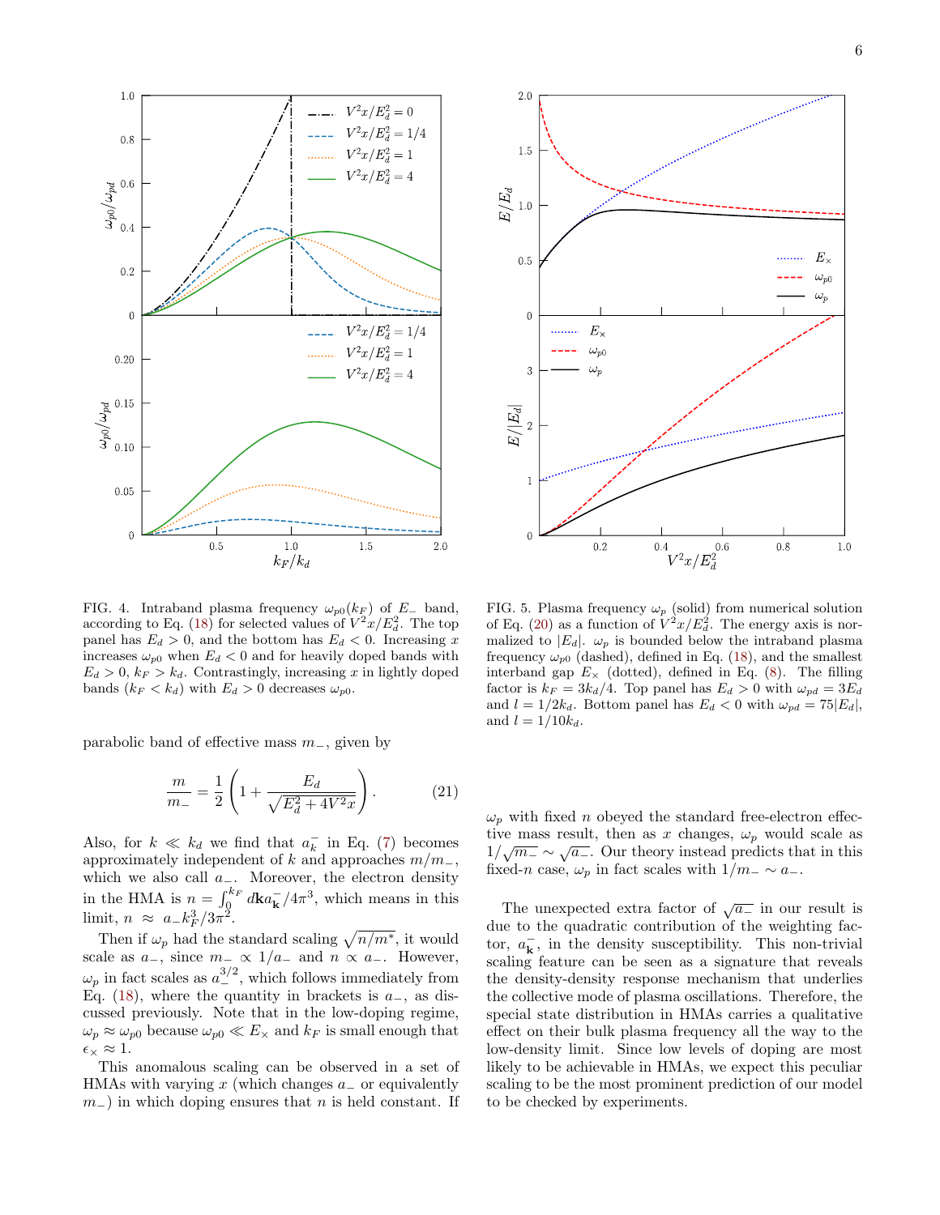FIG. 4. Intraband plasma frequency $\omega_{p0}(k_F)$ of $E_-$ band, according to Eq. (18) for selected values of $V^2x/E_d^2$. The top panel has $E_d > 0$, and the bottom has $E_d < 0$. Increasing $x$ increases $\omega_{p0}$ when $E_d < 0$ and for heavily doped bands with $E_d > 0$, $k_F > k_d$. Contrastingly, increasing $x$ in lightly doped bands ($k_F < k_d$) with $E_d > 0$ decreases $\omega_{p0}$.

FIG. 5. Plasma frequency $\omega_p$ (solid) from numerical solution of Eq. (20) as a function of $V^2x/E_d^2$. The energy axis is normalized to $|E_d|$. $\omega_p$ is bounded below the intraband plasma frequency $\omega_{p0}$ (dashed), defined in Eq. (18), and the smallest interband gap $E_\times$ (dotted), defined in Eq. (8). The filling factor is $k_F = 3k_d/4$. Top panel has $E_d > 0$ with $\omega_{pd} = 3E_d$ and $l = 1/2k_d$. Bottom panel has $E_d < 0$ with $\omega_{pd} = 75|E_d|$, and $l = 1/10k_d$.

parabolic band of effective mass $m_-$, given by

$$\frac{m}{m_-} = \frac{1}{2}\left(1 + \frac{E_d}{\sqrt{E_d^2 + 4V^2x}}\right). \tag{21}$$

Also, for $k \ll k_d$ we find that $a_k^-$ in Eq. (7) becomes approximately independent of $k$ and approaches $m/m_-$, which we also call $a_-$. Moreover, the electron density in the HMA is $n = \int_0^{k_F} d\mathbf{k} a_{\mathbf{k}}^-/4\pi^3$, which means in this limit, $n \approx a_- k_F^3/3\pi^2$.

Then if $\omega_p$ had the standard scaling $\sqrt{n/m^*}$, it would scale as $a_-$, since $m_- \propto 1/a_-$ and $n \propto a_-$. However, $\omega_p$ in fact scales as $a_-^{3/2}$, which follows immediately from Eq. (18), where the quantity in brackets is $a_-$, as discussed previously. Note that in the low-doping regime, $\omega_p \approx \omega_{p0}$ because $\omega_{p0} \ll E_\times$ and $k_F$ is small enough that $\epsilon_\times \approx 1$.

This anomalous scaling can be observed in a set of HMAs with varying $x$ (which changes $a_-$ or equivalently $m_-$) in which doping ensures that $n$ is held constant. If $\omega_p$ with fixed $n$ obeyed the standard free-electron effective mass result, then as $x$ changes, $\omega_p$ would scale as $1/\sqrt{m_-} \sim \sqrt{a_-}$. Our theory instead predicts that in this fixed-$n$ case, $\omega_p$ in fact scales with $1/m_- \sim a_-$.

The unexpected extra factor of $\sqrt{a_-}$ in our result is due to the quadratic contribution of the weighting factor, $a_{\mathbf{k}}^-$, in the density susceptibility. This non-trivial scaling feature can be seen as a signature that reveals the density-density response mechanism that underlies the collective mode of plasma oscillations. Therefore, the special state distribution in HMAs carries a qualitative effect on their bulk plasma frequency all the way to the low-density limit. Since low levels of doping are most likely to be achievable in HMAs, we expect this peculiar scaling to be the most prominent prediction of our model to be checked by experiments.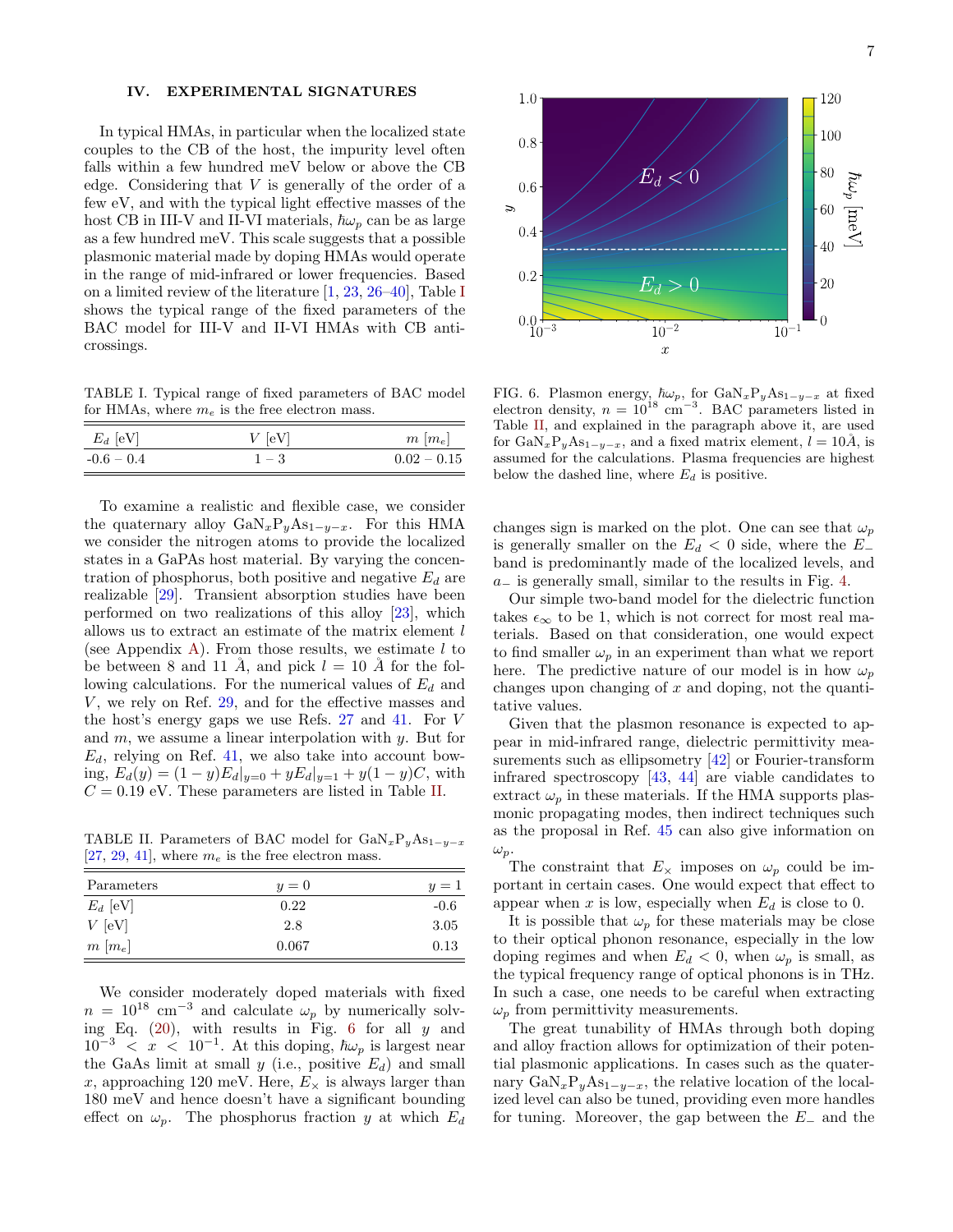## IV. EXPERIMENTAL SIGNATURES

In typical HMAs, in particular when the localized state couples to the CB of the host, the impurity level often falls within a few hundred meV below or above the CB edge. Considering that $V$ is generally of the order of a few eV, and with the typical light effective masses of the host CB in III-V and II-VI materials, $\hbar\omega_p$ can be as large as a few hundred meV. This scale suggests that a possible plasmonic material made by doping HMAs would operate in the range of mid-infrared or lower frequencies. Based on a limited review of the literature [1, 23, 26–40], Table I shows the typical range of the fixed parameters of the BAC model for III-V and II-VI HMAs with CB anti-crossings.

TABLE I. Typical range of fixed parameters of BAC model for HMAs, where $m_e$ is the free electron mass.

| $E_d$ [eV] | $V$ [eV] | $m$ [$m_e$] |
|---|---|---|
| -0.6 – 0.4 | 1 – 3 | 0.02 – 0.15 |

To examine a realistic and flexible case, we consider the quaternary alloy $GaN_xP_yAs_{1-y-x}$. For this HMA we consider the nitrogen atoms to provide the localized states in a GaPAs host material. By varying the concentration of phosphorus, both positive and negative $E_d$ are realizable [29]. Transient absorption studies have been performed on two realizations of this alloy [23], which allows us to extract an estimate of the matrix element $l$ (see Appendix A). From those results, we estimate $l$ to be between 8 and 11 Å, and pick $l = 10$ Å for the following calculations. For the numerical values of $E_d$ and $V$, we rely on Ref. 29, and for the effective masses and the host's energy gaps we use Refs. 27 and 41. For $V$ and $m$, we assume a linear interpolation with $y$. But for $E_d$, relying on Ref. 41, we also take into account bowing, $E_d(y) = (1-y)E_d|_{y=0} + yE_d|_{y=1} + y(1-y)C$, with $C = 0.19$ eV. These parameters are listed in Table II.

TABLE II. Parameters of BAC model for $GaN_xP_yAs_{1-y-x}$ [27, 29, 41], where $m_e$ is the free electron mass.

| Parameters | $y = 0$ | $y = 1$ |
|---|---|---|
| $E_d$ [eV] | 0.22 | -0.6 |
| $V$ [eV] | 2.8 | 3.05 |
| $m$ [$m_e$] | 0.067 | 0.13 |

We consider moderately doped materials with fixed $n = 10^{18}$ cm$^{-3}$ and calculate $\omega_p$ by numerically solving Eq. (20), with results in Fig. 6 for all $y$ and $10^{-3} < x < 10^{-1}$. At this doping, $\hbar\omega_p$ is largest near the GaAs limit at small $y$ (i.e., positive $E_d$) and small $x$, approaching 120 meV. Here, $E_\times$ is always larger than 180 meV and hence doesn't have a significant bounding effect on $\omega_p$. The phosphorus fraction $y$ at which $E_d$ changes sign is marked on the plot. One can see that $\omega_p$ is generally smaller on the $E_d < 0$ side, where the $E_-$ band is predominantly made of the localized levels, and $a_-$ is generally small, similar to the results in Fig. 4.

FIG. 6. Plasmon energy, $\hbar\omega_p$, for $GaN_xP_yAs_{1-y-x}$ at fixed electron density, $n = 10^{18}$ cm$^{-3}$. BAC parameters listed in Table II, and explained in the paragraph above it, are used for $GaN_xP_yAs_{1-y-x}$, and a fixed matrix element, $l = 10$Å, is assumed for the calculations. Plasma frequencies are highest below the dashed line, where $E_d$ is positive.

Our simple two-band model for the dielectric function takes $\epsilon_\infty$ to be 1, which is not correct for most real materials. Based on that consideration, one would expect to find smaller $\omega_p$ in an experiment than what we report here. The predictive nature of our model is in how $\omega_p$ changes upon changing of $x$ and doping, not the quantitative values.

Given that the plasmon resonance is expected to appear in mid-infrared range, dielectric permittivity measurements such as ellipsometry [42] or Fourier-transform infrared spectroscopy [43, 44] are viable candidates to extract $\omega_p$ in these materials. If the HMA supports plasmonic propagating modes, then indirect techniques such as the proposal in Ref. 45 can also give information on $\omega_p$.

The constraint that $E_\times$ imposes on $\omega_p$ could be important in certain cases. One would expect that effect to appear when $x$ is low, especially when $E_d$ is close to 0.

It is possible that $\omega_p$ for these materials may be close to their optical phonon resonance, especially in the low doping regimes and when $E_d < 0$, when $\omega_p$ is small, as the typical frequency range of optical phonons is in THz. In such a case, one needs to be careful when extracting $\omega_p$ from permittivity measurements.

The great tunability of HMAs through both doping and alloy fraction allows for optimization of their potential plasmonic applications. In cases such as the quaternary $GaN_xP_yAs_{1-y-x}$, the relative location of the localized level can also be tuned, providing even more handles for tuning. Moreover, the gap between the $E_-$ and the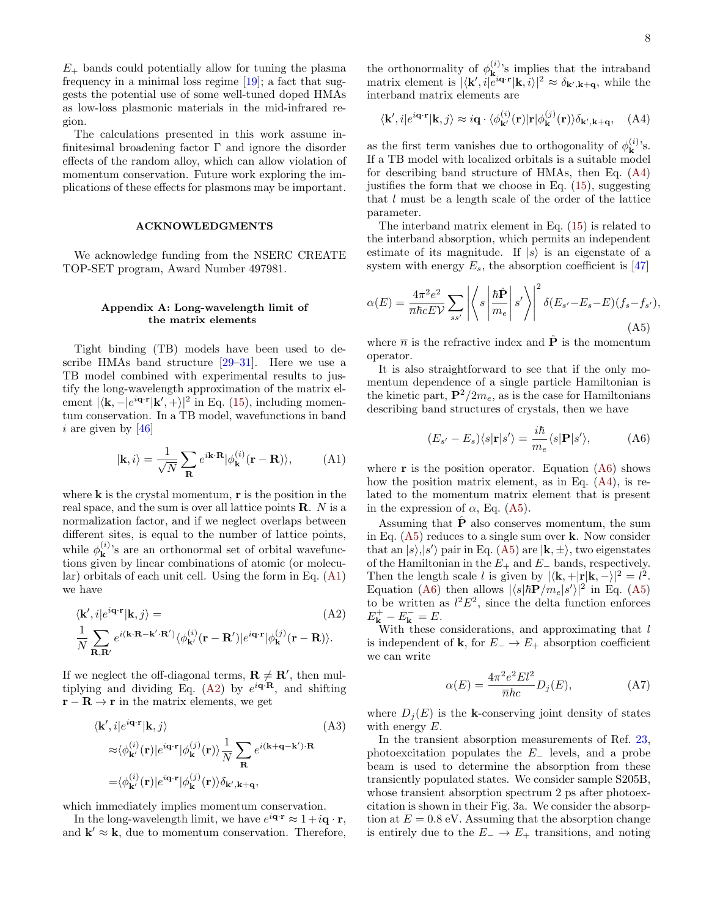$E_+$ bands could potentially allow for tuning the plasma frequency in a minimal loss regime [19]; a fact that suggests the potential use of some well-tuned doped HMAs as low-loss plasmonic materials in the mid-infrared region.

The calculations presented in this work assume infinitesimal broadening factor $\Gamma$ and ignore the disorder effects of the random alloy, which can allow violation of momentum conservation. Future work exploring the implications of these effects for plasmons may be important.

## ACKNOWLEDGMENTS

We acknowledge funding from the NSERC CREATE TOP-SET program, Award Number 497981.

## Appendix A: Long-wavelength limit of the matrix elements

Tight binding (TB) models have been used to describe HMAs band structure [29–31]. Here we use a TB model combined with experimental results to justify the long-wavelength approximation of the matrix element $|\langle \mathbf{k}, -|e^{i\mathbf{q}\cdot\mathbf{r}}|\mathbf{k}', +\rangle|^2$ in Eq. (15), including momentum conservation. In a TB model, wavefunctions in band $i$ are given by [46]

$$|\mathbf{k}, i\rangle = \frac{1}{\sqrt{N}} \sum_{\mathbf{R}} e^{i\mathbf{k}\cdot\mathbf{R}} |\phi^{(i)}_{\mathbf{k}}(\mathbf{r}-\mathbf{R})\rangle, \tag{A1}$$

where $\mathbf{k}$ is the crystal momentum, $\mathbf{r}$ is the position in the real space, and the sum is over all lattice points $\mathbf{R}$. $N$ is a normalization factor, and if we neglect overlaps between different sites, is equal to the number of lattice points, while $\phi^{(i)}_{\mathbf{k}}$'s are an orthonormal set of orbital wavefunctions given by linear combinations of atomic (or molecular) orbitals of each unit cell. Using the form in Eq. (A1) we have

$$\langle \mathbf{k}', i|e^{i\mathbf{q}\cdot\mathbf{r}}|\mathbf{k}, j\rangle = \frac{1}{N} \sum_{\mathbf{R},\mathbf{R}'} e^{i(\mathbf{k}\cdot\mathbf{R}-\mathbf{k}'\cdot\mathbf{R}')} \langle \phi^{(i)}_{\mathbf{k}'}(\mathbf{r}-\mathbf{R}')|e^{i\mathbf{q}\cdot\mathbf{r}}|\phi^{(j)}_{\mathbf{k}}(\mathbf{r}-\mathbf{R})\rangle. \tag{A2}$$

If we neglect the off-diagonal terms, $\mathbf{R} \neq \mathbf{R}'$, then multiplying and dividing Eq. (A2) by $e^{i\mathbf{q}\cdot\mathbf{R}}$, and shifting $\mathbf{r}-\mathbf{R} \to \mathbf{r}$ in the matrix elements, we get

$$\begin{aligned}
&\langle \mathbf{k}', i|e^{i\mathbf{q}\cdot\mathbf{r}}|\mathbf{k}, j\rangle \\
&\approx \langle \phi^{(i)}_{\mathbf{k}'}(\mathbf{r})|e^{i\mathbf{q}\cdot\mathbf{r}}|\phi^{(j)}_{\mathbf{k}}(\mathbf{r})\rangle \frac{1}{N} \sum_{\mathbf{R}} e^{i(\mathbf{k}+\mathbf{q}-\mathbf{k}')\cdot\mathbf{R}} \\
&= \langle \phi^{(i)}_{\mathbf{k}'}(\mathbf{r})|e^{i\mathbf{q}\cdot\mathbf{r}}|\phi^{(j)}_{\mathbf{k}}(\mathbf{r})\rangle \delta_{\mathbf{k}',\mathbf{k}+\mathbf{q}},
\end{aligned} \tag{A3}$$

which immediately implies momentum conservation.

In the long-wavelength limit, we have $e^{i\mathbf{q}\cdot\mathbf{r}} \approx 1 + i\mathbf{q}\cdot\mathbf{r}$, and $\mathbf{k}' \approx \mathbf{k}$, due to momentum conservation. Therefore, the orthonormality of $\phi^{(i)}_{\mathbf{k}}$'s implies that the intraband matrix element is $|\langle \mathbf{k}', i|e^{i\mathbf{q}\cdot\mathbf{r}}|\mathbf{k}, i\rangle|^2 \approx \delta_{\mathbf{k}',\mathbf{k}+\mathbf{q}}$, while the interband matrix elements are

$$\langle \mathbf{k}', i|e^{i\mathbf{q}\cdot\mathbf{r}}|\mathbf{k}, j\rangle \approx i\mathbf{q} \cdot \langle \phi^{(i)}_{\mathbf{k}'}(\mathbf{r})|\mathbf{r}|\phi^{(j)}_{\mathbf{k}}(\mathbf{r})\rangle \delta_{\mathbf{k}',\mathbf{k}+\mathbf{q}}, \tag{A4}$$

as the first term vanishes due to orthogonality of $\phi^{(i)}_{\mathbf{k}}$'s. If a TB model with localized orbitals is a suitable model for describing band structure of HMAs, then Eq. (A4) justifies the form that we choose in Eq. (15), suggesting that $l$ must be a length scale of the order of the lattice parameter.

The interband matrix element in Eq. (15) is related to the interband absorption, which permits an independent estimate of its magnitude. If $|s\rangle$ is an eigenstate of a system with energy $E_s$, the absorption coefficient is [47]

$$\alpha(E) = \frac{4\pi^2 e^2}{\overline{n}\hbar c E \mathcal{V}} \sum_{ss'} \left| \left\langle s \left| \frac{\hbar \hat{\mathbf{P}}}{m_e} \right| s' \right\rangle \right|^2 \delta(E_{s'} - E_s - E)(f_s - f_{s'}), \tag{A5}$$

where $\overline{n}$ is the refractive index and $\hat{\mathbf{P}}$ is the momentum operator.

It is also straightforward to see that if the only momentum dependence of a single particle Hamiltonian is the kinetic part, $\mathbf{P}^2/2m_e$, as is the case for Hamiltonians describing band structures of crystals, then we have

$$(E_{s'} - E_s)\langle s|\mathbf{r}|s'\rangle = \frac{i\hbar}{m_e} \langle s|\mathbf{P}|s'\rangle, \tag{A6}$$

where $\mathbf{r}$ is the position operator. Equation (A6) shows how the position matrix element, as in Eq. (A4), is related to the momentum matrix element that is present in the expression of $\alpha$, Eq. (A5).

Assuming that $\hat{\mathbf{P}}$ also conserves momentum, the sum in Eq. (A5) reduces to a single sum over $\mathbf{k}$. Now consider that an $|s\rangle$,$|s'\rangle$ pair in Eq. (A5) are $|\mathbf{k}, \pm\rangle$, two eigenstates of the Hamiltonian in the $E_+$ and $E_-$ bands, respectively. Then the length scale $l$ is given by $|\langle \mathbf{k}, +|\mathbf{r}|\mathbf{k}, -\rangle|^2 = l^2$. Equation (A6) then allows $|\langle s|\hbar\mathbf{P}/m_e|s'\rangle|^2$ in Eq. (A5) to be written as $l^2E^2$, since the delta function enforces $E^+_{\mathbf{k}} - E^-_{\mathbf{k}} = E$.

With these considerations, and approximating that $l$ is independent of $\mathbf{k}$, for $E_- \to E_+$ absorption coefficient we can write

$$\alpha(E) = \frac{4\pi^2 e^2 E l^2}{\overline{n}\hbar c} D_j(E), \tag{A7}$$

where $D_j(E)$ is the $\mathbf{k}$-conserving joint density of states with energy $E$.

In the transient absorption measurements of Ref. 23, photoexcitation populates the $E_-$ levels, and a probe beam is used to determine the absorption from these transiently populated states. We consider sample S205B, whose transient absorption spectrum 2 ps after photoexcitation is shown in their Fig. 3a. We consider the absorption at $E = 0.8$ eV. Assuming that the absorption change is entirely due to the $E_- \to E_+$ transitions, and noting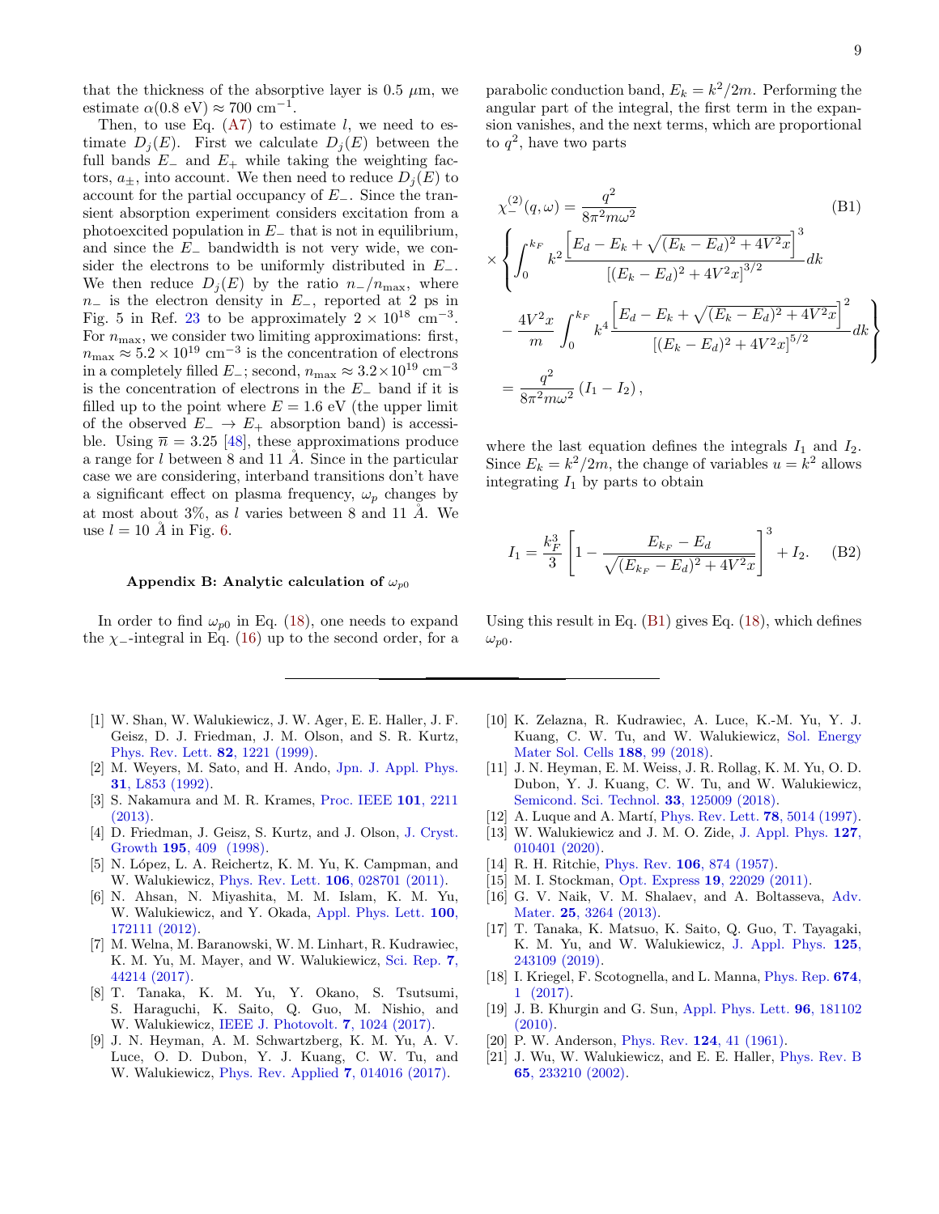that the thickness of the absorptive layer is 0.5 $\mu$m, we estimate $\alpha(0.8\text{ eV}) \approx 700\text{ cm}^{-1}$.

Then, to use Eq. (A7) to estimate $l$, we need to estimate $D_j(E)$. First we calculate $D_j(E)$ between the full bands $E_-$ and $E_+$ while taking the weighting factors, $a_\pm$, into account. We then need to reduce $D_j(E)$ to account for the partial occupancy of $E_-$. Since the transient absorption experiment considers excitation from a photoexcited population in $E_-$ that is not in equilibrium, and since the $E_-$ bandwidth is not very wide, we consider the electrons to be uniformly distributed in $E_-$. We then reduce $D_j(E)$ by the ratio $n_-/n_{\max}$, where $n_-$ is the electron density in $E_-$, reported at 2 ps in Fig. 5 in Ref. 23 to be approximately $2 \times 10^{18}$ cm$^{-3}$. For $n_{\max}$, we consider two limiting approximations: first, $n_{\max} \approx 5.2 \times 10^{19}$ cm$^{-3}$ is the concentration of electrons in a completely filled $E_-$; second, $n_{\max} \approx 3.2 \times 10^{19}$ cm$^{-3}$ is the concentration of electrons in the $E_-$ band if it is filled up to the point where $E = 1.6$ eV (the upper limit of the observed $E_- \to E_+$ absorption band) is accessible. Using $\overline{n} = 3.25$ [48], these approximations produce a range for $l$ between 8 and 11 Å. Since in the particular case we are considering, interband transitions don't have a significant effect on plasma frequency, $\omega_p$ changes by at most about 3%, as $l$ varies between 8 and 11 Å. We use $l = 10$ Å in Fig. 6.

### Appendix B: Analytic calculation of $\omega_{p0}$

In order to find $\omega_{p0}$ in Eq. (18), one needs to expand the $\chi_-$-integral in Eq. (16) up to the second order, for a parabolic conduction band, $E_k = k^2/2m$. Performing the angular part of the integral, the first term in the expansion vanishes, and the next terms, which are proportional to $q^2$, have two parts

$$
\begin{aligned}
\chi_-^{(2)}(q,\omega) &= \frac{q^2}{8\pi^2 m\omega^2} \\
&\times \Bigg\{ \int_0^{k_F} k^2 \frac{\left[E_d - E_k + \sqrt{(E_k - E_d)^2 + 4V^2x}\right]^3}{\left[(E_k - E_d)^2 + 4V^2x\right]^{3/2}} dk \\
&\quad - \frac{4V^2x}{m} \int_0^{k_F} k^4 \frac{\left[E_d - E_k + \sqrt{(E_k - E_d)^2 + 4V^2x}\right]^2}{\left[(E_k - E_d)^2 + 4V^2x\right]^{5/2}} dk \Bigg\} \\
&= \frac{q^2}{8\pi^2 m\omega^2}\left(I_1 - I_2\right),
\end{aligned}
\tag{B1}
$$

where the last equation defines the integrals $I_1$ and $I_2$. Since $E_k = k^2/2m$, the change of variables $u = k^2$ allows integrating $I_1$ by parts to obtain

$$
I_1 = \frac{k_F^3}{3}\left[1 - \frac{E_{k_F} - E_d}{\sqrt{(E_{k_F} - E_d)^2 + 4V^2x}}\right]^3 + I_2. \tag{B2}
$$

Using this result in Eq. (B1) gives Eq. (18), which defines $\omega_{p0}$.

---

[1] W. Shan, W. Walukiewicz, J. W. Ager, E. E. Haller, J. F. Geisz, D. J. Friedman, J. M. Olson, and S. R. Kurtz, Phys. Rev. Lett. **82**, 1221 (1999).

[2] M. Weyers, M. Sato, and H. Ando, Jpn. J. Appl. Phys. **31**, L853 (1992).

[3] S. Nakamura and M. R. Krames, Proc. IEEE **101**, 2211 (2013).

[4] D. Friedman, J. Geisz, S. Kurtz, and J. Olson, J. Cryst. Growth **195**, 409 (1998).

[5] N. López, L. A. Reichertz, K. M. Yu, K. Campman, and W. Walukiewicz, Phys. Rev. Lett. **106**, 028701 (2011).

[6] N. Ahsan, N. Miyashita, M. M. Islam, K. M. Yu, W. Walukiewicz, and Y. Okada, Appl. Phys. Lett. **100**, 172111 (2012).

[7] M. Welna, M. Baranowski, W. M. Linhart, R. Kudrawiec, K. M. Yu, M. Mayer, and W. Walukiewicz, Sci. Rep. **7**, 44214 (2017).

[8] T. Tanaka, K. M. Yu, Y. Okano, S. Tsutsumi, S. Haraguchi, K. Saito, Q. Guo, M. Nishio, and W. Walukiewicz, IEEE J. Photovolt. **7**, 1024 (2017).

[9] J. N. Heyman, A. M. Schwartzberg, K. M. Yu, A. V. Luce, O. D. Dubon, Y. J. Kuang, C. W. Tu, and W. Walukiewicz, Phys. Rev. Applied **7**, 014016 (2017).

[10] K. Zelazna, R. Kudrawiec, A. Luce, K.-M. Yu, Y. J. Kuang, C. W. Tu, and W. Walukiewicz, Sol. Energy Mater Sol. Cells **188**, 99 (2018).

[11] J. N. Heyman, E. M. Weiss, J. R. Rollag, K. M. Yu, O. D. Dubon, Y. J. Kuang, C. W. Tu, and W. Walukiewicz, Semicond. Sci. Technol. **33**, 125009 (2018).

[12] A. Luque and A. Martí, Phys. Rev. Lett. **78**, 5014 (1997).

[13] W. Walukiewicz and J. M. O. Zide, J. Appl. Phys. **127**, 010401 (2020).

[14] R. H. Ritchie, Phys. Rev. **106**, 874 (1957).

[15] M. I. Stockman, Opt. Express **19**, 22029 (2011).

[16] G. V. Naik, V. M. Shalaev, and A. Boltasseva, Adv. Mater. **25**, 3264 (2013).

[17] T. Tanaka, K. Matsuo, K. Saito, Q. Guo, T. Tayagaki, K. M. Yu, and W. Walukiewicz, J. Appl. Phys. **125**, 243109 (2019).

[18] I. Kriegel, F. Scotognella, and L. Manna, Phys. Rep. **674**, 1 (2017).

[19] J. B. Khurgin and G. Sun, Appl. Phys. Lett. **96**, 181102 (2010).

[20] P. W. Anderson, Phys. Rev. **124**, 41 (1961).

[21] J. Wu, W. Walukiewicz, and E. E. Haller, Phys. Rev. B **65**, 233210 (2002).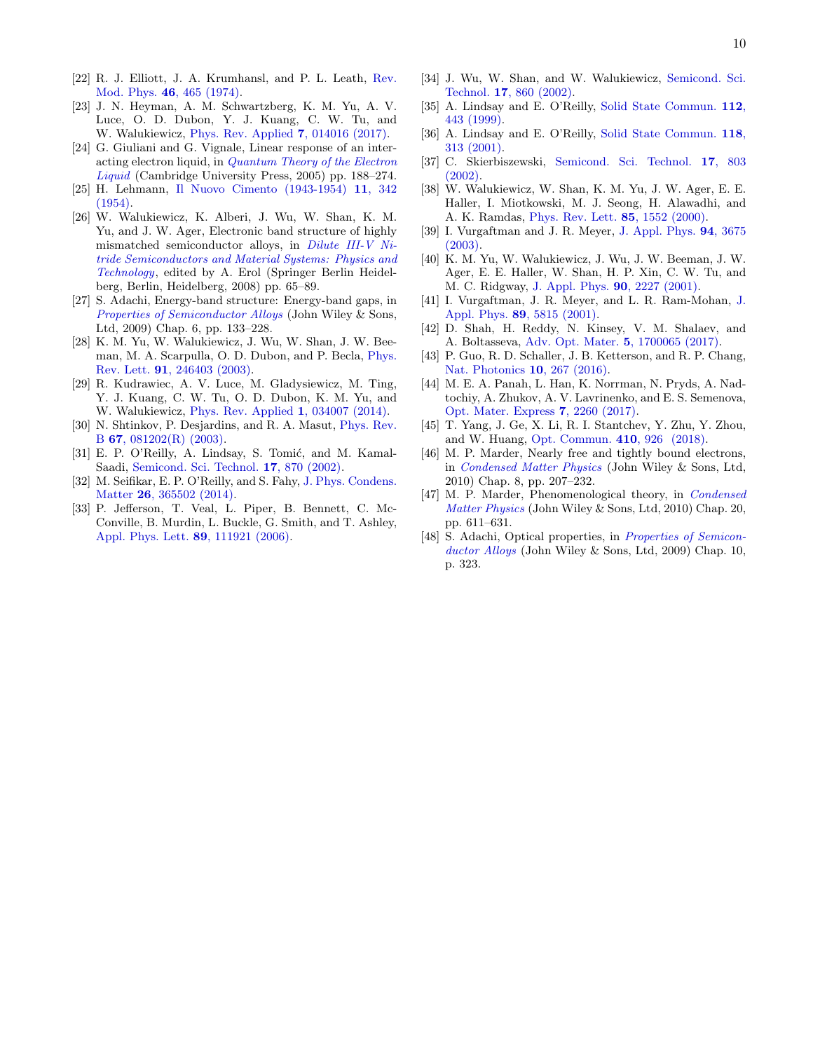[22] R. J. Elliott, J. A. Krumhansl, and P. L. Leath, Rev. Mod. Phys. **46**, 465 (1974).

[23] J. N. Heyman, A. M. Schwartzberg, K. M. Yu, A. V. Luce, O. D. Dubon, Y. J. Kuang, C. W. Tu, and W. Walukiewicz, Phys. Rev. Applied **7**, 014016 (2017).

[24] G. Giuliani and G. Vignale, Linear response of an interacting electron liquid, in *Quantum Theory of the Electron Liquid* (Cambridge University Press, 2005) pp. 188–274.

[25] H. Lehmann, Il Nuovo Cimento (1943-1954) **11**, 342 (1954).

[26] W. Walukiewicz, K. Alberi, J. Wu, W. Shan, K. M. Yu, and J. W. Ager, Electronic band structure of highly mismatched semiconductor alloys, in *Dilute III-V Nitride Semiconductors and Material Systems: Physics and Technology*, edited by A. Erol (Springer Berlin Heidelberg, Berlin, Heidelberg, 2008) pp. 65–89.

[27] S. Adachi, Energy-band structure: Energy-band gaps, in *Properties of Semiconductor Alloys* (John Wiley & Sons, Ltd, 2009) Chap. 6, pp. 133–228.

[28] K. M. Yu, W. Walukiewicz, J. Wu, W. Shan, J. W. Beeman, M. A. Scarpulla, O. D. Dubon, and P. Becla, Phys. Rev. Lett. **91**, 246403 (2003).

[29] R. Kudrawiec, A. V. Luce, M. Gladysiewicz, M. Ting, Y. J. Kuang, C. W. Tu, O. D. Dubon, K. M. Yu, and W. Walukiewicz, Phys. Rev. Applied **1**, 034007 (2014).

[30] N. Shtinkov, P. Desjardins, and R. A. Masut, Phys. Rev. B **67**, 081202(R) (2003).

[31] E. P. O'Reilly, A. Lindsay, S. Tomić, and M. Kamal-Saadi, Semicond. Sci. Technol. **17**, 870 (2002).

[32] M. Seifikar, E. P. O'Reilly, and S. Fahy, J. Phys. Condens. Matter **26**, 365502 (2014).

[33] P. Jefferson, T. Veal, L. Piper, B. Bennett, C. McConville, B. Murdin, L. Buckle, G. Smith, and T. Ashley, Appl. Phys. Lett. **89**, 111921 (2006).

[34] J. Wu, W. Shan, and W. Walukiewicz, Semicond. Sci. Technol. **17**, 860 (2002).

[35] A. Lindsay and E. O'Reilly, Solid State Commun. **112**, 443 (1999).

[36] A. Lindsay and E. O'Reilly, Solid State Commun. **118**, 313 (2001).

[37] C. Skierbiszewski, Semicond. Sci. Technol. **17**, 803 (2002).

[38] W. Walukiewicz, W. Shan, K. M. Yu, J. W. Ager, E. E. Haller, I. Miotkowski, M. J. Seong, H. Alawadhi, and A. K. Ramdas, Phys. Rev. Lett. **85**, 1552 (2000).

[39] I. Vurgaftman and J. R. Meyer, J. Appl. Phys. **94**, 3675 (2003).

[40] K. M. Yu, W. Walukiewicz, J. Wu, J. W. Beeman, J. W. Ager, E. E. Haller, W. Shan, H. P. Xin, C. W. Tu, and M. C. Ridgway, J. Appl. Phys. **90**, 2227 (2001).

[41] I. Vurgaftman, J. R. Meyer, and L. R. Ram-Mohan, J. Appl. Phys. **89**, 5815 (2001).

[42] D. Shah, H. Reddy, N. Kinsey, V. M. Shalaev, and A. Boltasseva, Adv. Opt. Mater. **5**, 1700065 (2017).

[43] P. Guo, R. D. Schaller, J. B. Ketterson, and R. P. Chang, Nat. Photonics **10**, 267 (2016).

[44] M. E. A. Panah, L. Han, K. Norrman, N. Pryds, A. Nadtochiy, A. Zhukov, A. V. Lavrinenko, and E. S. Semenova, Opt. Mater. Express **7**, 2260 (2017).

[45] T. Yang, J. Ge, X. Li, R. I. Stantchev, Y. Zhu, Y. Zhou, and W. Huang, Opt. Commun. **410**, 926 (2018).

[46] M. P. Marder, Nearly free and tightly bound electrons, in *Condensed Matter Physics* (John Wiley & Sons, Ltd, 2010) Chap. 8, pp. 207–232.

[47] M. P. Marder, Phenomenological theory, in *Condensed Matter Physics* (John Wiley & Sons, Ltd, 2010) Chap. 20, pp. 611–631.

[48] S. Adachi, Optical properties, in *Properties of Semiconductor Alloys* (John Wiley & Sons, Ltd, 2009) Chap. 10, p. 323.